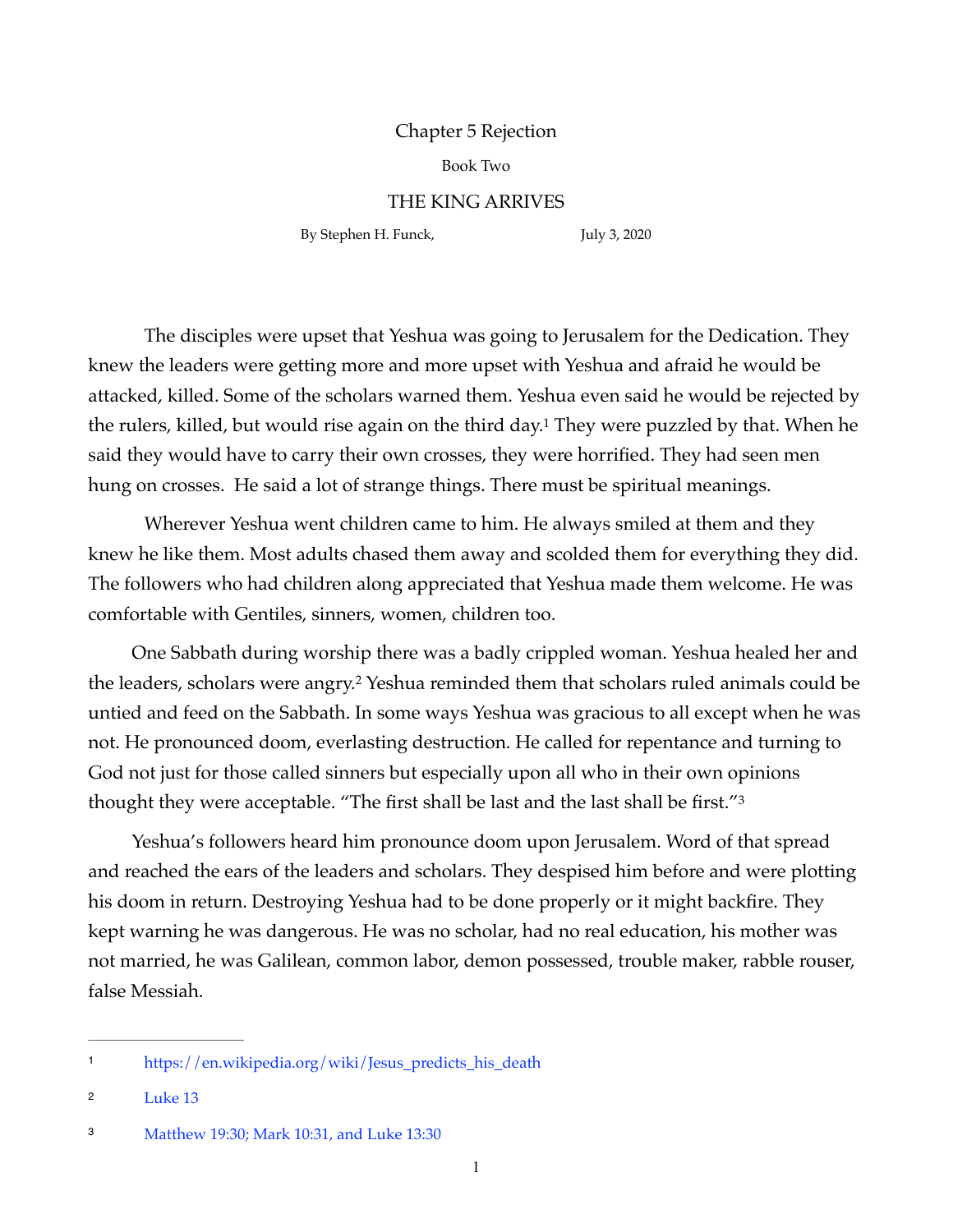# Chapter 5 Rejection

Book Two

## THE KING ARRIVES

By Stephen H. Funck, July 3, 2020

The disciples were upset that Yeshua was going to Jerusalem for the Dedication. They knew the leaders were getting more and more upset with Yeshua and afraid he would be attacked, killed. Some of the scholars warned them. Yeshua even said he would be rejected by the rulers, killed, but would rise again on the third day.[1] They were puzzled by that. When he said they would have to carry their own crosses, they were horrified. They had seen men hung on crosses. He said a lot of strange things. There must be spiritual meanings.

Wherever Yeshua went children came to him. He always smiled at them and they knew he like them. Most adults chased them away and scolded them for everything they did. The followers who had children along appreciated that Yeshua made them welcome. He was comfortable with Gentiles, sinners, women, children too.

One Sabbath during worship there was a badly crippled woman. Yeshua healed her and the leaders, scholars were angry.[2] Yeshua reminded them that scholars ruled animals could be untied and feed on the Sabbath. In some ways Yeshua was gracious to all except when he was not. He pronounced doom, everlasting destruction. He called for repentance and turning to God not just for those called sinners but especially upon all who in their own opinions thought they were acceptable. "The first shall be last and the last shall be first."[3]

Yeshua's followers heard him pronounce doom upon Jerusalem. Word of that spread and reached the ears of the leaders and scholars. They despised him before and were plotting his doom in return. Destroying Yeshua had to be done properly or it might backfire. They kept warning he was dangerous. He was no scholar, had no real education, his mother was not married, he was Galilean, common labor, demon possessed, trouble maker, rabble rouser, false Messiah.

---

[1] https://en.wikipedia.org/wiki/Jesus_predicts_his_death

[2] Luke 13

[3] Matthew 19:30; Mark 10:31, and Luke 13:30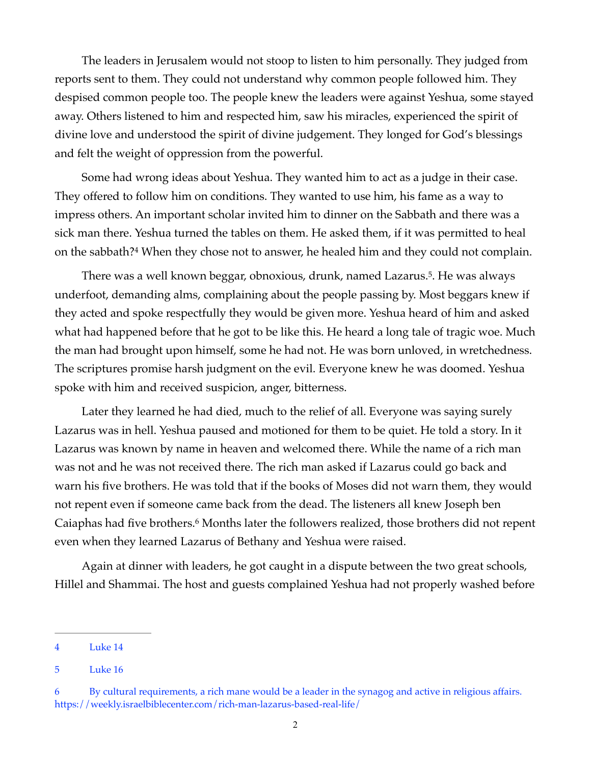The leaders in Jerusalem would not stoop to listen to him personally. They judged from reports sent to them. They could not understand why common people followed him. They despised common people too. The people knew the leaders were against Yeshua, some stayed away. Others listened to him and respected him, saw his miracles, experienced the spirit of divine love and understood the spirit of divine judgement. They longed for God's blessings and felt the weight of oppression from the powerful.

Some had wrong ideas about Yeshua. They wanted him to act as a judge in their case. They offered to follow him on conditions. They wanted to use him, his fame as a way to impress others. An important scholar invited him to dinner on the Sabbath and there was a sick man there. Yeshua turned the tables on them. He asked them, if it was permitted to heal on the sabbath?[4] When they chose not to answer, he healed him and they could not complain.

There was a well known beggar, obnoxious, drunk, named Lazarus.[5]. He was always underfoot, demanding alms, complaining about the people passing by. Most beggars knew if they acted and spoke respectfully they would be given more. Yeshua heard of him and asked what had happened before that he got to be like this. He heard a long tale of tragic woe. Much the man had brought upon himself, some he had not. He was born unloved, in wretchedness. The scriptures promise harsh judgment on the evil. Everyone knew he was doomed. Yeshua spoke with him and received suspicion, anger, bitterness.

Later they learned he had died, much to the relief of all. Everyone was saying surely Lazarus was in hell. Yeshua paused and motioned for them to be quiet. He told a story. In it Lazarus was known by name in heaven and welcomed there. While the name of a rich man was not and he was not received there. The rich man asked if Lazarus could go back and warn his five brothers. He was told that if the books of Moses did not warn them, they would not repent even if someone came back from the dead. The listeners all knew Joseph ben Caiaphas had five brothers.[6] Months later the followers realized, those brothers did not repent even when they learned Lazarus of Bethany and Yeshua were raised.

Again at dinner with leaders, he got caught in a dispute between the two great schools, Hillel and Shammai. The host and guests complained Yeshua had not properly washed before

---

4 Luke 14

5 Luke 16

6 By cultural requirements, a rich mane would be a leader in the synagog and active in religious affairs. https://weekly.israelbiblecenter.com/rich-man-lazarus-based-real-life/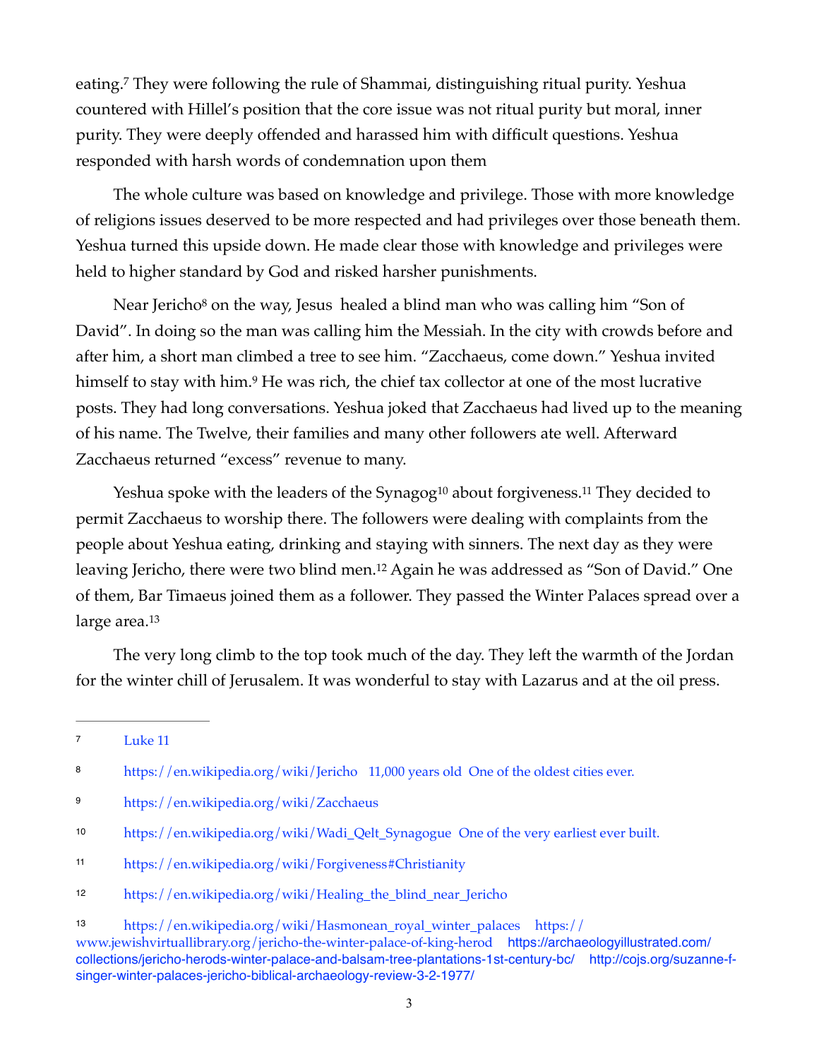eating.[7] They were following the rule of Shammai, distinguishing ritual purity. Yeshua countered with Hillel's position that the core issue was not ritual purity but moral, inner purity. They were deeply offended and harassed him with difficult questions. Yeshua responded with harsh words of condemnation upon them

The whole culture was based on knowledge and privilege. Those with more knowledge of religions issues deserved to be more respected and had privileges over those beneath them. Yeshua turned this upside down. He made clear those with knowledge and privileges were held to higher standard by God and risked harsher punishments.

Near Jericho[8] on the way, Jesus healed a blind man who was calling him "Son of David". In doing so the man was calling him the Messiah. In the city with crowds before and after him, a short man climbed a tree to see him. "Zacchaeus, come down." Yeshua invited himself to stay with him.[9] He was rich, the chief tax collector at one of the most lucrative posts. They had long conversations. Yeshua joked that Zacchaeus had lived up to the meaning of his name. The Twelve, their families and many other followers ate well. Afterward Zacchaeus returned "excess" revenue to many.

Yeshua spoke with the leaders of the Synagog[10] about forgiveness.[11] They decided to permit Zacchaeus to worship there. The followers were dealing with complaints from the people about Yeshua eating, drinking and staying with sinners. The next day as they were leaving Jericho, there were two blind men.[12] Again he was addressed as "Son of David." One of them, Bar Timaeus joined them as a follower. They passed the Winter Palaces spread over a large area.[13]

The very long climb to the top took much of the day. They left the warmth of the Jordan for the winter chill of Jerusalem. It was wonderful to stay with Lazarus and at the oil press.

---

7 Luke 11

8 https://en.wikipedia.org/wiki/Jericho 11,000 years old One of the oldest cities ever.

9 https://en.wikipedia.org/wiki/Zacchaeus

10 https://en.wikipedia.org/wiki/Wadi_Qelt_Synagogue One of the very earliest ever built.

11 https://en.wikipedia.org/wiki/Forgiveness#Christianity

12 https://en.wikipedia.org/wiki/Healing_the_blind_near_Jericho

13 https://en.wikipedia.org/wiki/Hasmonean_royal_winter_palaces https://www.jewishvirtuallibrary.org/jericho-the-winter-palace-of-king-herod https://archaeologyillustrated.com/collections/jericho-herods-winter-palace-and-balsam-tree-plantations-1st-century-bc/ http://cojs.org/suzanne-f-singer-winter-palaces-jericho-biblical-archaeology-review-3-2-1977/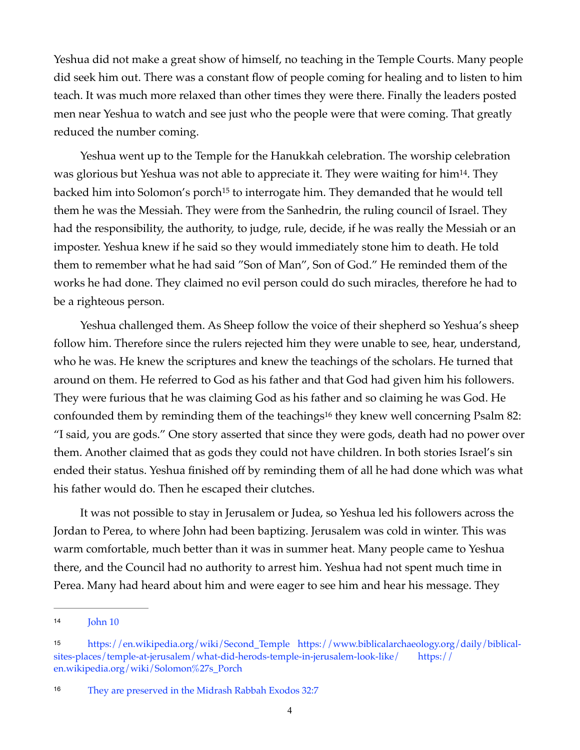Yeshua did not make a great show of himself, no teaching in the Temple Courts. Many people did seek him out. There was a constant flow of people coming for healing and to listen to him teach. It was much more relaxed than other times they were there. Finally the leaders posted men near Yeshua to watch and see just who the people were that were coming. That greatly reduced the number coming.

Yeshua went up to the Temple for the Hanukkah celebration. The worship celebration was glorious but Yeshua was not able to appreciate it. They were waiting for him[14]. They backed him into Solomon's porch[15] to interrogate him. They demanded that he would tell them he was the Messiah. They were from the Sanhedrin, the ruling council of Israel. They had the responsibility, the authority, to judge, rule, decide, if he was really the Messiah or an imposter. Yeshua knew if he said so they would immediately stone him to death. He told them to remember what he had said "Son of Man", Son of God." He reminded them of the works he had done. They claimed no evil person could do such miracles, therefore he had to be a righteous person.

Yeshua challenged them. As Sheep follow the voice of their shepherd so Yeshua's sheep follow him. Therefore since the rulers rejected him they were unable to see, hear, understand, who he was. He knew the scriptures and knew the teachings of the scholars. He turned that around on them. He referred to God as his father and that God had given him his followers. They were furious that he was claiming God as his father and so claiming he was God. He confounded them by reminding them of the teachings[16] they knew well concerning Psalm 82: "I said, you are gods." One story asserted that since they were gods, death had no power over them. Another claimed that as gods they could not have children. In both stories Israel's sin ended their status. Yeshua finished off by reminding them of all he had done which was what his father would do. Then he escaped their clutches.

It was not possible to stay in Jerusalem or Judea, so Yeshua led his followers across the Jordan to Perea, to where John had been baptizing. Jerusalem was cold in winter. This was warm comfortable, much better than it was in summer heat. Many people came to Yeshua there, and the Council had no authority to arrest him. Yeshua had not spent much time in Perea. Many had heard about him and were eager to see him and hear his message. They

---

[14] John 10

[15] https://en.wikipedia.org/wiki/Second_Temple https://www.biblicalarchaeology.org/daily/biblical-sites-places/temple-at-jerusalem/what-did-herods-temple-in-jerusalem-look-like/ https://en.wikipedia.org/wiki/Solomon%27s_Porch

[16] They are preserved in the Midrash Rabbah Exodos 32:7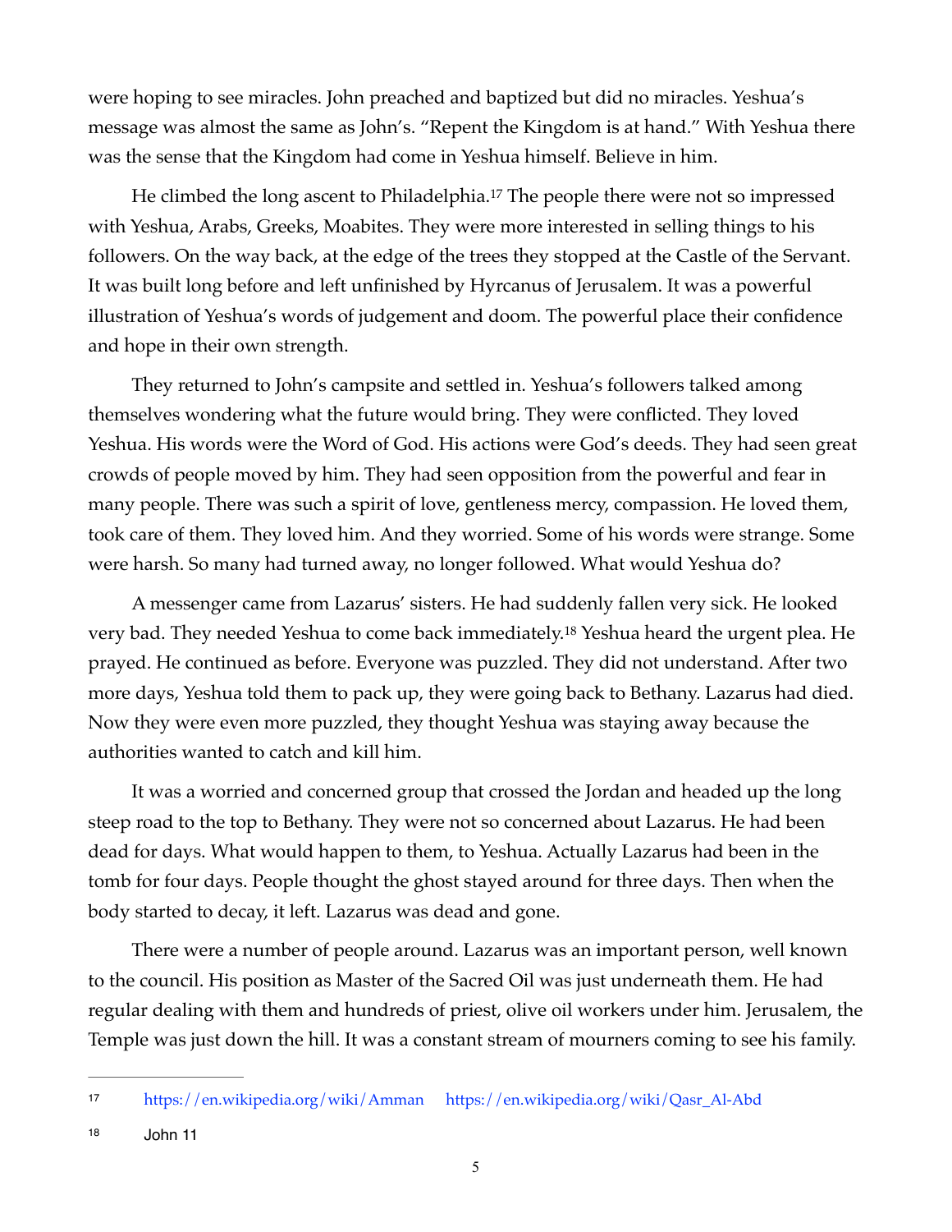were hoping to see miracles. John preached and baptized but did no miracles. Yeshua's message was almost the same as John's. "Repent the Kingdom is at hand." With Yeshua there was the sense that the Kingdom had come in Yeshua himself. Believe in him.

He climbed the long ascent to Philadelphia.[17] The people there were not so impressed with Yeshua, Arabs, Greeks, Moabites. They were more interested in selling things to his followers. On the way back, at the edge of the trees they stopped at the Castle of the Servant. It was built long before and left unfinished by Hyrcanus of Jerusalem. It was a powerful illustration of Yeshua's words of judgement and doom. The powerful place their confidence and hope in their own strength.

They returned to John's campsite and settled in. Yeshua's followers talked among themselves wondering what the future would bring. They were conflicted. They loved Yeshua. His words were the Word of God. His actions were God's deeds. They had seen great crowds of people moved by him. They had seen opposition from the powerful and fear in many people. There was such a spirit of love, gentleness mercy, compassion. He loved them, took care of them. They loved him. And they worried. Some of his words were strange. Some were harsh. So many had turned away, no longer followed. What would Yeshua do?

A messenger came from Lazarus' sisters. He had suddenly fallen very sick. He looked very bad. They needed Yeshua to come back immediately.[18] Yeshua heard the urgent plea. He prayed. He continued as before. Everyone was puzzled. They did not understand. After two more days, Yeshua told them to pack up, they were going back to Bethany. Lazarus had died. Now they were even more puzzled, they thought Yeshua was staying away because the authorities wanted to catch and kill him.

It was a worried and concerned group that crossed the Jordan and headed up the long steep road to the top to Bethany. They were not so concerned about Lazarus. He had been dead for days. What would happen to them, to Yeshua. Actually Lazarus had been in the tomb for four days. People thought the ghost stayed around for three days. Then when the body started to decay, it left. Lazarus was dead and gone.

There were a number of people around. Lazarus was an important person, well known to the council. His position as Master of the Sacred Oil was just underneath them. He had regular dealing with them and hundreds of priest, olive oil workers under him. Jerusalem, the Temple was just down the hill. It was a constant stream of mourners coming to see his family.

---

[17] https://en.wikipedia.org/wiki/Amman https://en.wikipedia.org/wiki/Qasr_Al-Abd

[18] John 11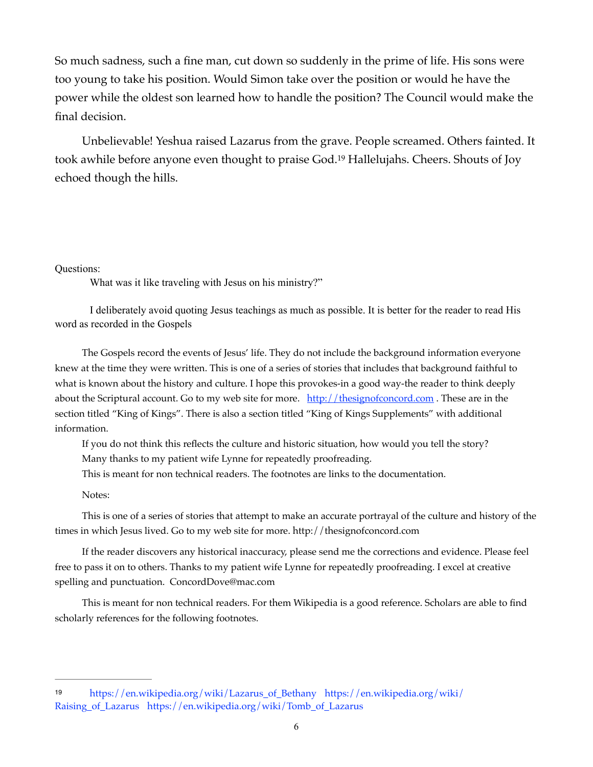So much sadness, such a fine man, cut down so suddenly in the prime of life. His sons were too young to take his position. Would Simon take over the position or would he have the power while the oldest son learned how to handle the position? The Council would make the final decision.

Unbelievable! Yeshua raised Lazarus from the grave. People screamed. Others fainted. It took awhile before anyone even thought to praise God.[19] Hallelujahs. Cheers. Shouts of Joy echoed though the hills.

Questions:

What was it like traveling with Jesus on his ministry?"

I deliberately avoid quoting Jesus teachings as much as possible. It is better for the reader to read His word as recorded in the Gospels

The Gospels record the events of Jesus' life. They do not include the background information everyone knew at the time they were written. This is one of a series of stories that includes that background faithful to what is known about the history and culture. I hope this provokes-in a good way-the reader to think deeply about the Scriptural account. Go to my web site for more. [http://thesignofconcord.com](http://thesignofconcord.com) . These are in the section titled "King of Kings". There is also a section titled "King of Kings Supplements" with additional information.

If you do not think this reflects the culture and historic situation, how would you tell the story?

Many thanks to my patient wife Lynne for repeatedly proofreading.

This is meant for non technical readers. The footnotes are links to the documentation.

Notes:

This is one of a series of stories that attempt to make an accurate portrayal of the culture and history of the times in which Jesus lived. Go to my web site for more. http://thesignofconcord.com

If the reader discovers any historical inaccuracy, please send me the corrections and evidence. Please feel free to pass it on to others. Thanks to my patient wife Lynne for repeatedly proofreading. I excel at creative spelling and punctuation. ConcordDove@mac.com

This is meant for non technical readers. For them Wikipedia is a good reference. Scholars are able to find scholarly references for the following footnotes.

---

[19] https://en.wikipedia.org/wiki/Lazarus_of_Bethany https://en.wikipedia.org/wiki/Raising_of_Lazarus https://en.wikipedia.org/wiki/Tomb_of_Lazarus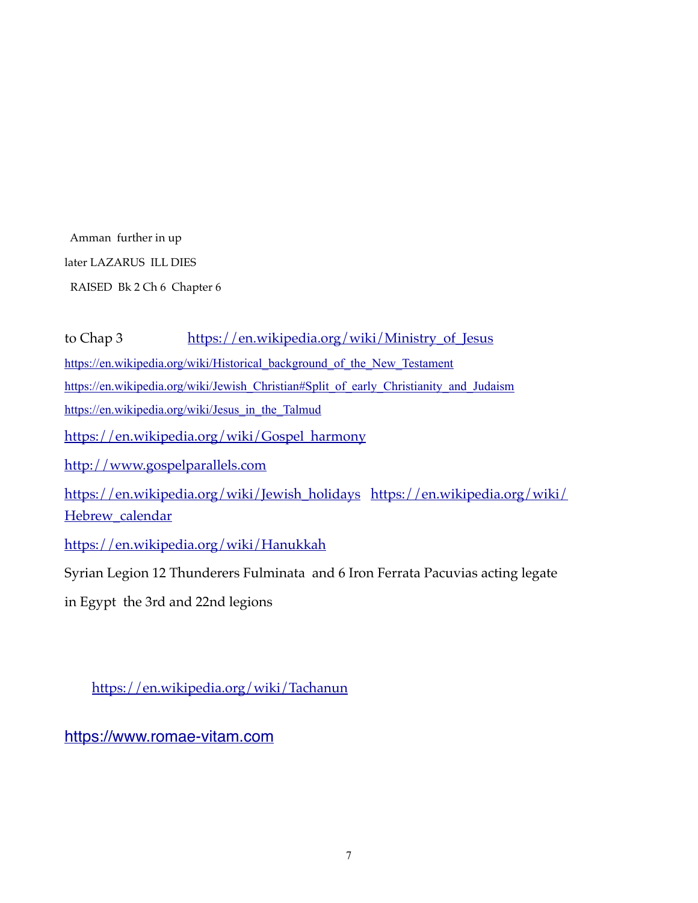Amman further in up

later LAZARUS ILL DIES

RAISED Bk 2 Ch 6 Chapter 6

to Chap 3 https://en.wikipedia.org/wiki/Ministry_of_Jesus

https://en.wikipedia.org/wiki/Historical_background_of_the_New_Testament

https://en.wikipedia.org/wiki/Jewish_Christian#Split_of_early_Christianity_and_Judaism

https://en.wikipedia.org/wiki/Jesus_in_the_Talmud

https://en.wikipedia.org/wiki/Gospel_harmony

http://www.gospelparallels.com

https://en.wikipedia.org/wiki/Jewish_holidays https://en.wikipedia.org/wiki/Hebrew_calendar

https://en.wikipedia.org/wiki/Hanukkah

Syrian Legion 12 Thunderers Fulminata and 6 Iron Ferrata Pacuvias acting legate

in Egypt the 3rd and 22nd legions

https://en.wikipedia.org/wiki/Tachanun

https://www.romae-vitam.com